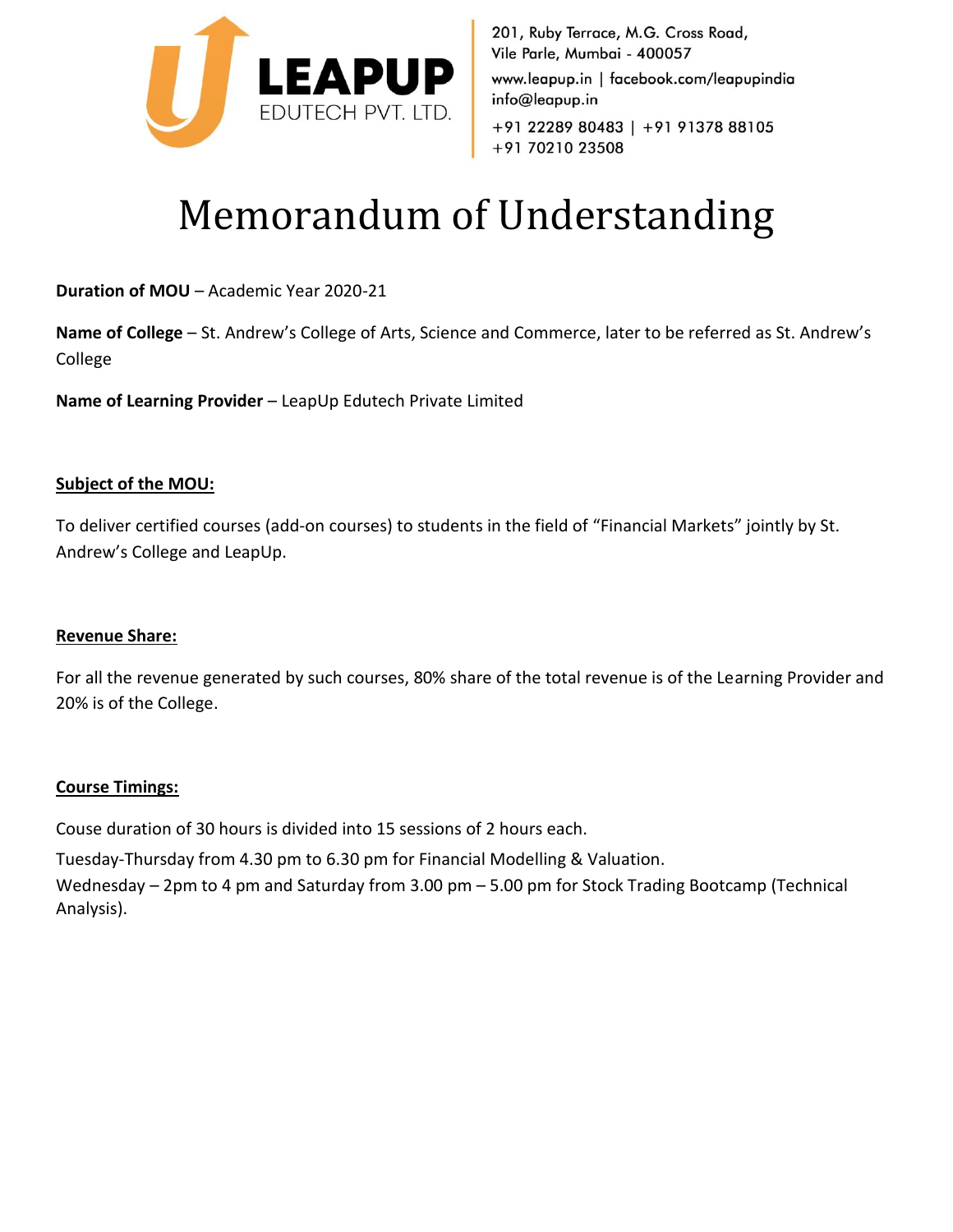LEAPUP
EDUTECH PVT. LTD.

201, Ruby Terrace, M.G. Cross Road,
Vile Parle, Mumbai - 400057
www.leapup.in | facebook.com/leapupindia
info@leapup.in
+91 22289 80483 | +91 91378 88105
+91 70210 23508

# Memorandum of Understanding

**Duration of MOU** – Academic Year 2020-21

**Name of College** – St. Andrew's College of Arts, Science and Commerce, later to be referred as St. Andrew's College

**Name of Learning Provider** – LeapUp Edutech Private Limited

## Subject of the MOU:

To deliver certified courses (add-on courses) to students in the field of "Financial Markets" jointly by St. Andrew's College and LeapUp.

## Revenue Share:

For all the revenue generated by such courses, 80% share of the total revenue is of the Learning Provider and 20% is of the College.

## Course Timings:

Couse duration of 30 hours is divided into 15 sessions of 2 hours each.

Tuesday-Thursday from 4.30 pm to 6.30 pm for Financial Modelling & Valuation.

Wednesday – 2pm to 4 pm and Saturday from 3.00 pm – 5.00 pm for Stock Trading Bootcamp (Technical Analysis).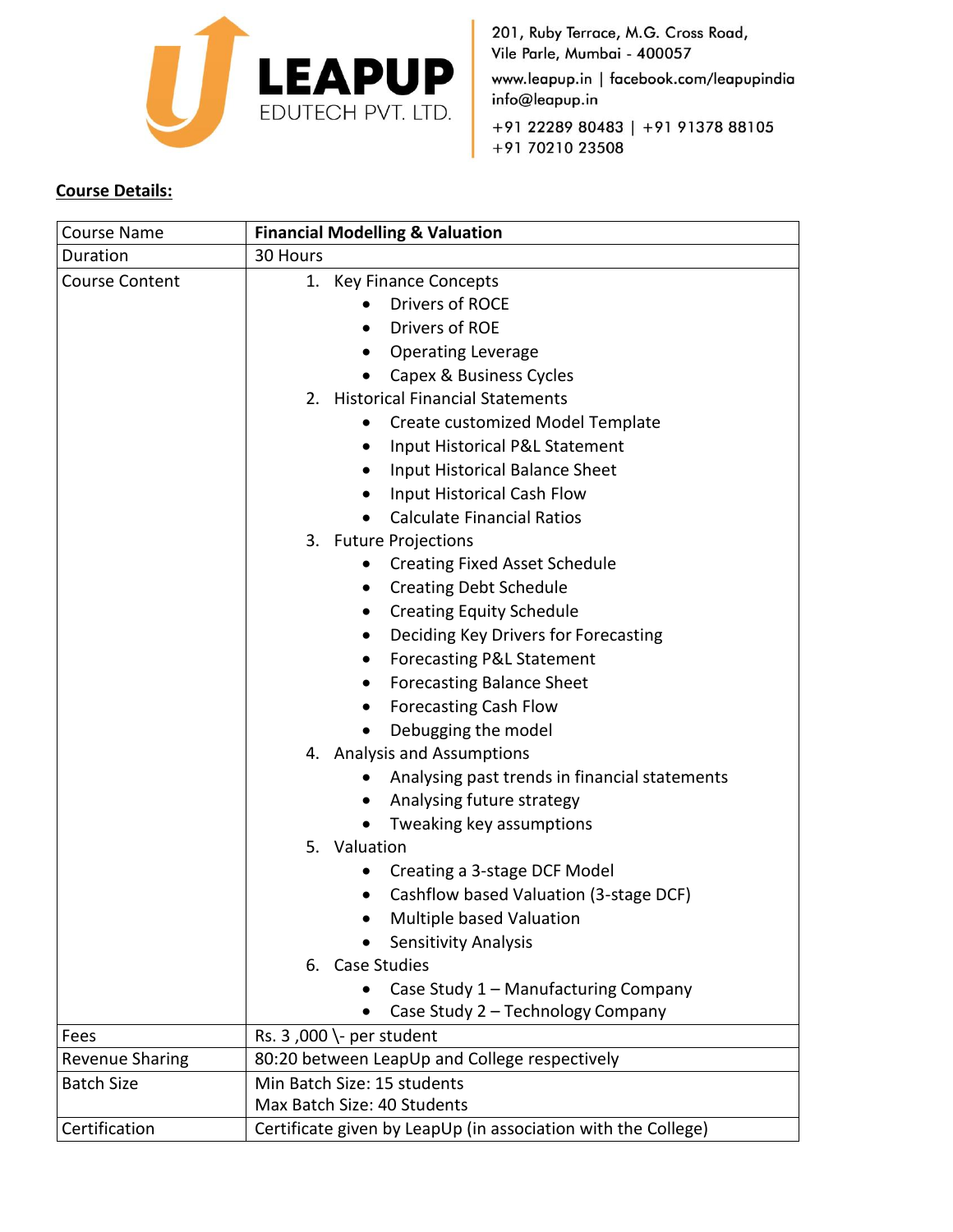LEAPUP EDUTECH PVT. LTD.

201, Ruby Terrace, M.G. Cross Road,
Vile Parle, Mumbai - 400057
www.leapup.in | facebook.com/leapupindia
info@leapup.in
+91 22289 80483 | +91 91378 88105
+91 70210 23508

**Course Details:**

| Course Name | **Financial Modelling & Valuation** |
|---|---|
| Duration | 30 Hours |
| Course Content | 1. Key Finance Concepts<br>• Drivers of ROCE<br>• Drivers of ROE<br>• Operating Leverage<br>• Capex & Business Cycles<br>2. Historical Financial Statements<br>• Create customized Model Template<br>• Input Historical P&L Statement<br>• Input Historical Balance Sheet<br>• Input Historical Cash Flow<br>• Calculate Financial Ratios<br>3. Future Projections<br>• Creating Fixed Asset Schedule<br>• Creating Debt Schedule<br>• Creating Equity Schedule<br>• Deciding Key Drivers for Forecasting<br>• Forecasting P&L Statement<br>• Forecasting Balance Sheet<br>• Forecasting Cash Flow<br>• Debugging the model<br>4. Analysis and Assumptions<br>• Analysing past trends in financial statements<br>• Analysing future strategy<br>• Tweaking key assumptions<br>5. Valuation<br>• Creating a 3-stage DCF Model<br>• Cashflow based Valuation (3-stage DCF)<br>• Multiple based Valuation<br>• Sensitivity Analysis<br>6. Case Studies<br>• Case Study 1 – Manufacturing Company<br>• Case Study 2 – Technology Company |
| Fees | Rs. 3 ,000 \- per student |
| Revenue Sharing | 80:20 between LeapUp and College respectively |
| Batch Size | Min Batch Size: 15 students<br>Max Batch Size: 40 Students |
| Certification | Certificate given by LeapUp (in association with the College) |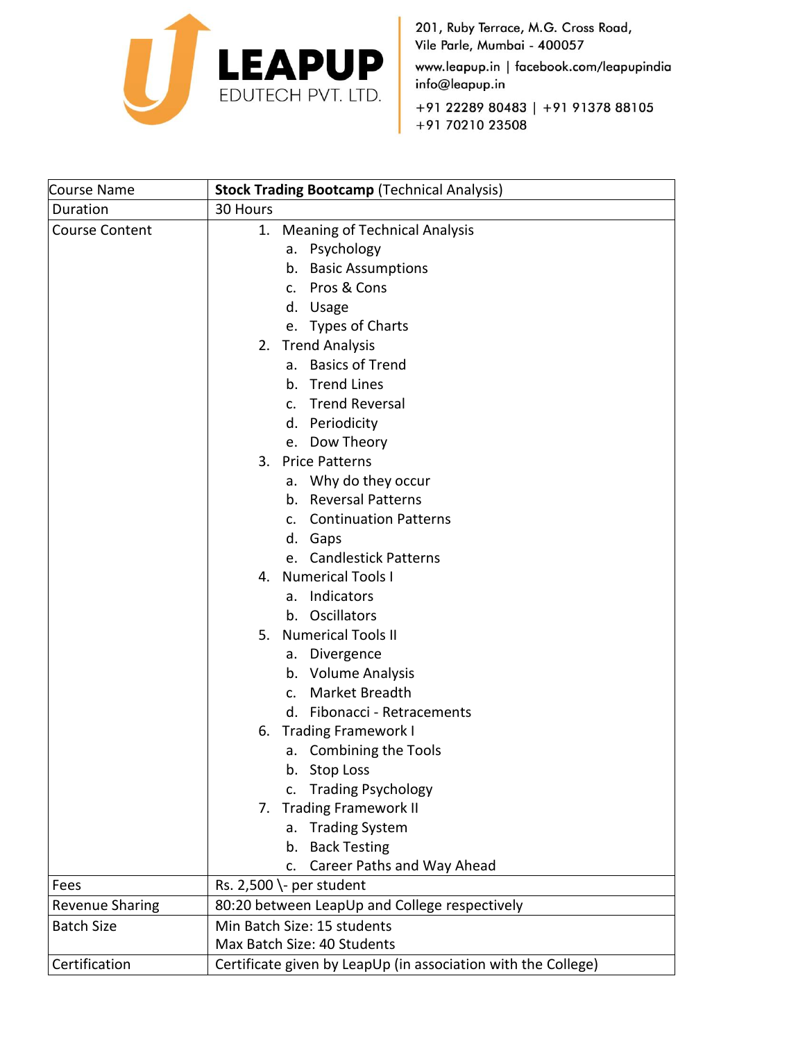**LEAPUP**
EDUTECH PVT. LTD.

201, Ruby Terrace, M.G. Cross Road,
Vile Parle, Mumbai - 400057
www.leapup.in | facebook.com/leapupindia
info@leapup.in
+91 22289 80483 | +91 91378 88105
+91 70210 23508

| Course Name | **Stock Trading Bootcamp** (Technical Analysis) |
|---|---|
| Duration | 30 Hours |
| Course Content | 1. Meaning of Technical Analysis<br>a. Psychology<br>b. Basic Assumptions<br>c. Pros & Cons<br>d. Usage<br>e. Types of Charts<br>2. Trend Analysis<br>a. Basics of Trend<br>b. Trend Lines<br>c. Trend Reversal<br>d. Periodicity<br>e. Dow Theory<br>3. Price Patterns<br>a. Why do they occur<br>b. Reversal Patterns<br>c. Continuation Patterns<br>d. Gaps<br>e. Candlestick Patterns<br>4. Numerical Tools I<br>a. Indicators<br>b. Oscillators<br>5. Numerical Tools II<br>a. Divergence<br>b. Volume Analysis<br>c. Market Breadth<br>d. Fibonacci - Retracements<br>6. Trading Framework I<br>a. Combining the Tools<br>b. Stop Loss<br>c. Trading Psychology<br>7. Trading Framework II<br>a. Trading System<br>b. Back Testing<br>c. Career Paths and Way Ahead |
| Fees | Rs. 2,500 \- per student |
| Revenue Sharing | 80:20 between LeapUp and College respectively |
| Batch Size | Min Batch Size: 15 students<br>Max Batch Size: 40 Students |
| Certification | Certificate given by LeapUp (in association with the College) |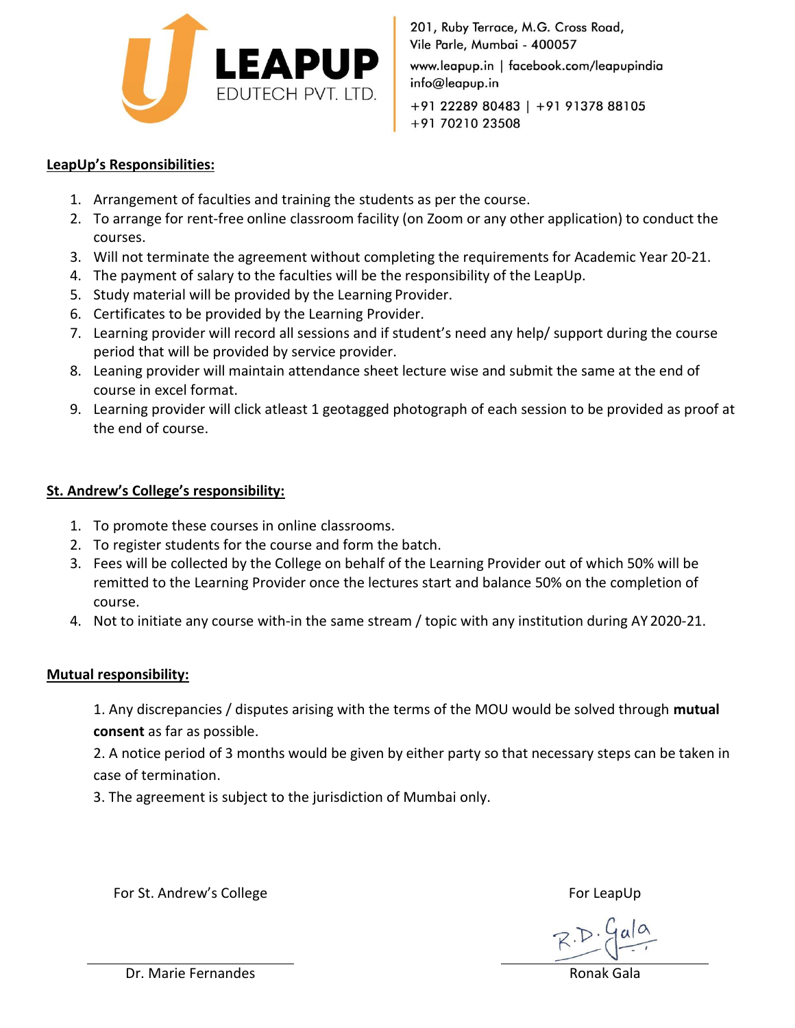LEAPUP EDUTECH PVT. LTD.

201, Ruby Terrace, M.G. Cross Road,
Vile Parle, Mumbai - 400057
www.leapup.in | facebook.com/leapupindia
info@leapup.in
+91 22289 80483 | +91 91378 88105
+91 70210 23508

**LeapUp's Responsibilities:**

1. Arrangement of faculties and training the students as per the course.
2. To arrange for rent-free online classroom facility (on Zoom or any other application) to conduct the courses.
3. Will not terminate the agreement without completing the requirements for Academic Year 20-21.
4. The payment of salary to the faculties will be the responsibility of the LeapUp.
5. Study material will be provided by the Learning Provider.
6. Certificates to be provided by the Learning Provider.
7. Learning provider will record all sessions and if student's need any help/ support during the course period that will be provided by service provider.
8. Leaning provider will maintain attendance sheet lecture wise and submit the same at the end of course in excel format.
9. Learning provider will click atleast 1 geotagged photograph of each session to be provided as proof at the end of course.

**St. Andrew's College's responsibility:**

1. To promote these courses in online classrooms.
2. To register students for the course and form the batch.
3. Fees will be collected by the College on behalf of the Learning Provider out of which 50% will be remitted to the Learning Provider once the lectures start and balance 50% on the completion of course.
4. Not to initiate any course with-in the same stream / topic with any institution during AY 2020-21.

**Mutual responsibility:**

1. Any discrepancies / disputes arising with the terms of the MOU would be solved through **mutual consent** as far as possible.

2. A notice period of 3 months would be given by either party so that necessary steps can be taken in case of termination.

3. The agreement is subject to the jurisdiction of Mumbai only.

For St. Andrew's College

Dr. Marie Fernandes

For LeapUp

R.D. Gala

Ronak Gala